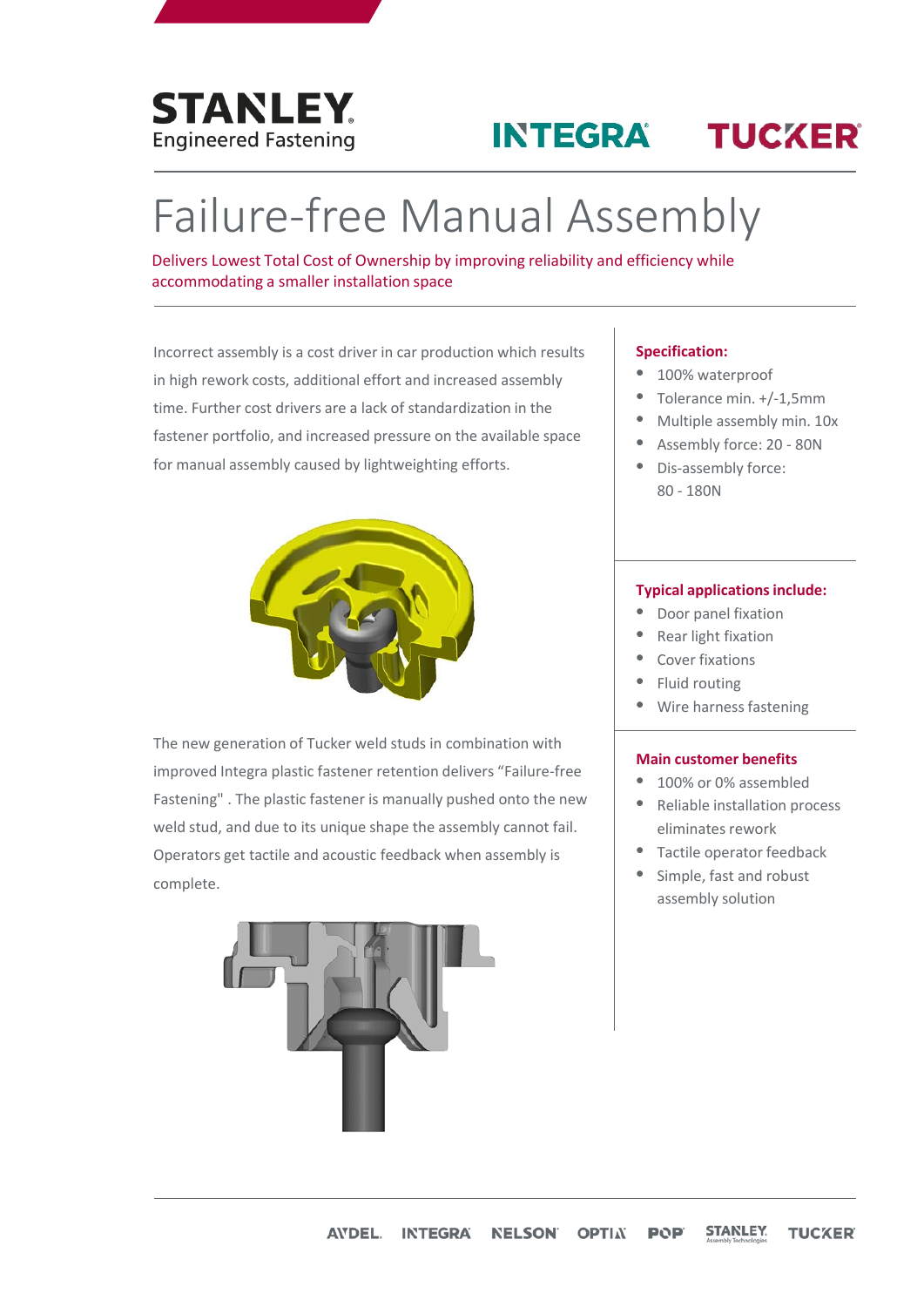# Failure-free Manual Assembly

Delivers Lowest Total Cost of Ownership by improving reliability and efficiency while accommodating a smaller installation space

Incorrect assembly is a cost driver in car production which results in high rework costs, additional effort and increased assembly time. Further cost drivers are a lack of standardization in the fastener portfolio, and increased pressure on the available space for manual assembly caused by lightweighting efforts.

The new generation of Tucker weld studs in combination with improved Integra plastic fastener retention delivers "Failure-free Fastening" . The plastic fastener is manually pushed onto the new weld stud, and due to its unique shape the assembly cannot fail. Operators get tactile and acoustic feedback when assembly is complete.

### Specification:

- 100% waterproof
- Tolerance min. +/-1,5mm
- Multiple assembly min. 10x
- Assembly force: 20 - 80N
- Dis-assembly force: 80 - 180N

### Typical applications include:

- Door panel fixation
- Rear light fixation
- Cover fixations
- Fluid routing
- Wire harness fastening

### Main customer benefits

- 100% or 0% assembled
- Reliable installation process eliminates rework
- Tactile operator feedback
- Simple, fast and robust assembly solution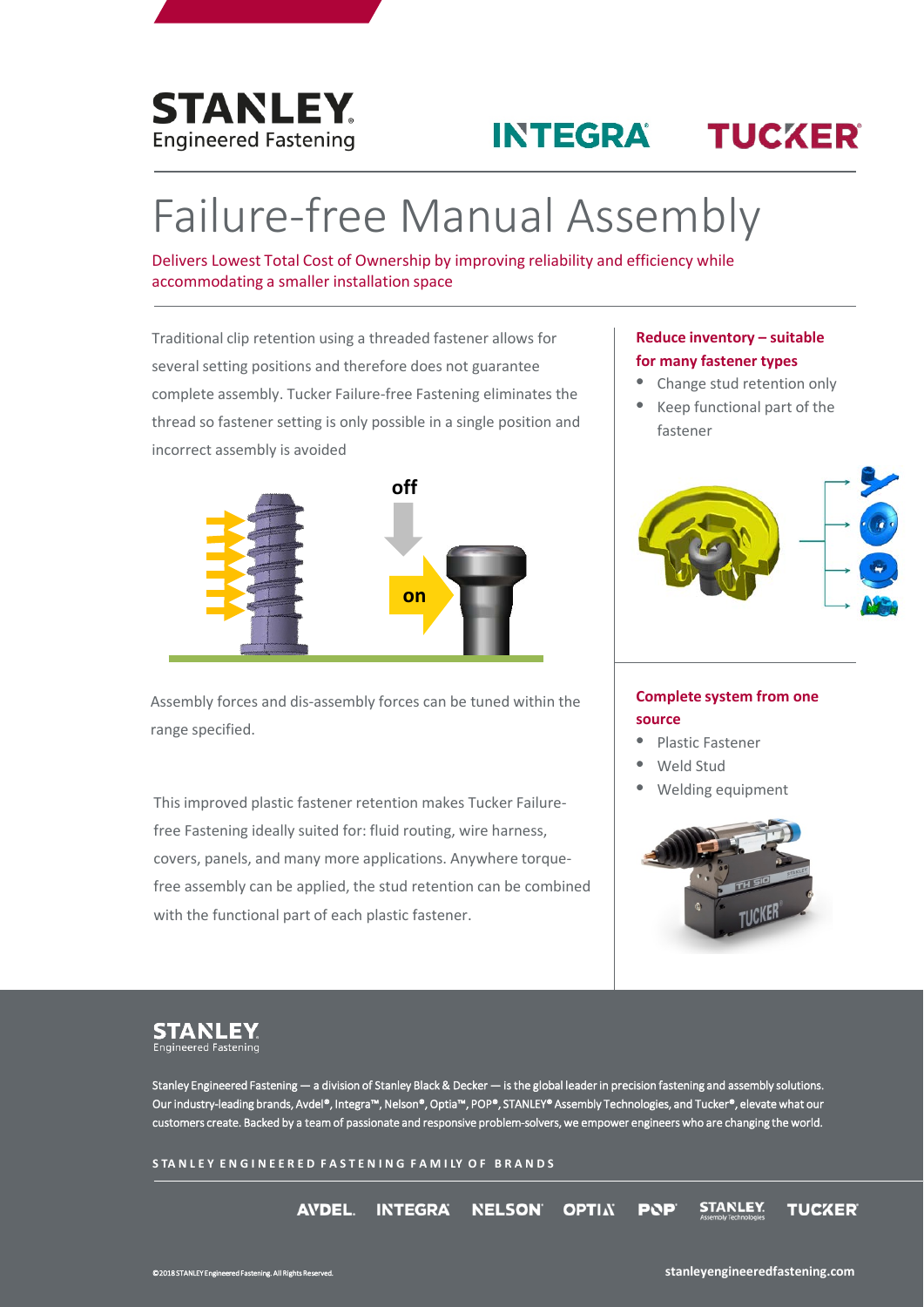STANLEY Engineered Fastening

INTEGRA TUCKER

# Failure-free Manual Assembly

Delivers Lowest Total Cost of Ownership by improving reliability and efficiency while accommodating a smaller installation space

Traditional clip retention using a threaded fastener allows for several setting positions and therefore does not guarantee complete assembly. Tucker Failure-free Fastening eliminates the thread so fastener setting is only possible in a single position and incorrect assembly is avoided

off

on

Assembly forces and dis-assembly forces can be tuned within the range specified.

This improved plastic fastener retention makes Tucker Failure-free Fastening ideally suited for: fluid routing, wire harness, covers, panels, and many more applications. Anywhere torque-free assembly can be applied, the stud retention can be combined with the functional part of each plastic fastener.

### Reduce inventory – suitable for many fastener types

- Change stud retention only
- Keep functional part of the fastener

### Complete system from one source

- Plastic Fastener
- Weld Stud
- Welding equipment

STANLEY Engineered Fastening

Stanley Engineered Fastening — a division of Stanley Black & Decker — is the global leader in precision fastening and assembly solutions. Our industry-leading brands, Avdel®, Integra™, Nelson®, Optia™, POP®, STANLEY® Assembly Technologies, and Tucker®, elevate what our customers create. Backed by a team of passionate and responsive problem-solvers, we empower engineers who are changing the world.

STANLEY ENGINEERED FASTENING FAMILY OF BRANDS

AVDEL. INTEGRA NELSON OPTIA POP STANLEY Assembly Technologies TUCKER

©2018 STANLEY Engineered Fastening. All Rights Reserved.

stanleyengineeredfastening.com